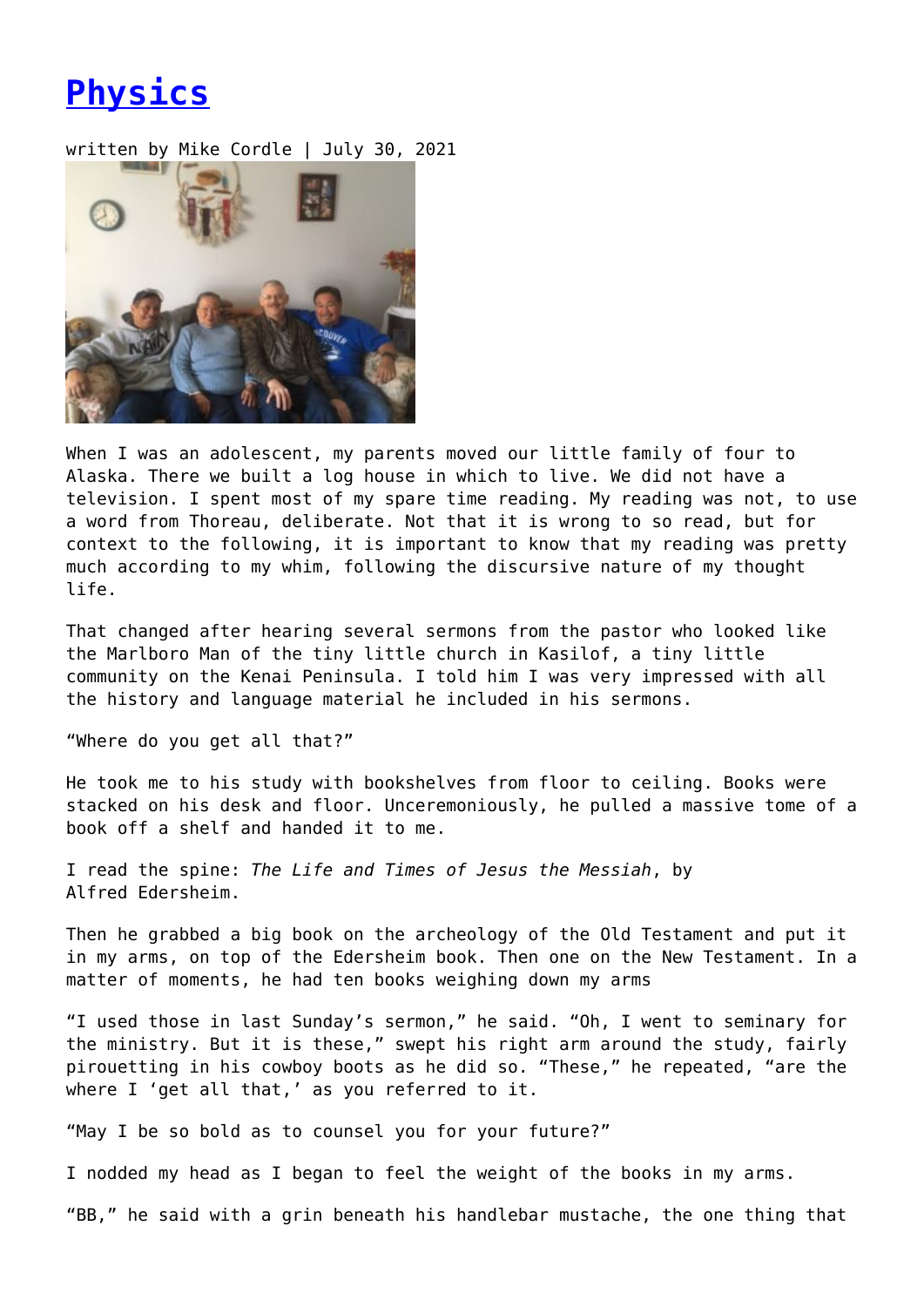# Physics

written by Mike Cordle | July 30, 2021

When I was an adolescent, my parents moved our little family of four to Alaska. There we built a log house in which to live. We did not have a television. I spent most of my spare time reading. My reading was not, to use a word from Thoreau, deliberate. Not that it is wrong to so read, but for context to the following, it is important to know that my reading was pretty much according to my whim, following the discursive nature of my thought life.

That changed after hearing several sermons from the pastor who looked like the Marlboro Man of the tiny little church in Kasilof, a tiny little community on the Kenai Peninsula. I told him I was very impressed with all the history and language material he included in his sermons.

"Where do you get all that?"

He took me to his study with bookshelves from floor to ceiling. Books were stacked on his desk and floor. Unceremoniously, he pulled a massive tome of a book off a shelf and handed it to me.

I read the spine: *The Life and Times of Jesus the Messiah*, by Alfred Edersheim.

Then he grabbed a big book on the archeology of the Old Testament and put it in my arms, on top of the Edersheim book. Then one on the New Testament. In a matter of moments, he had ten books weighing down my arms

"I used those in last Sunday's sermon," he said. "Oh, I went to seminary for the ministry. But it is these," swept his right arm around the study, fairly pirouetting in his cowboy boots as he did so. "These," he repeated, "are the where I 'get all that,' as you referred to it.

"May I be so bold as to counsel you for your future?"

I nodded my head as I began to feel the weight of the books in my arms.

"BB," he said with a grin beneath his handlebar mustache, the one thing that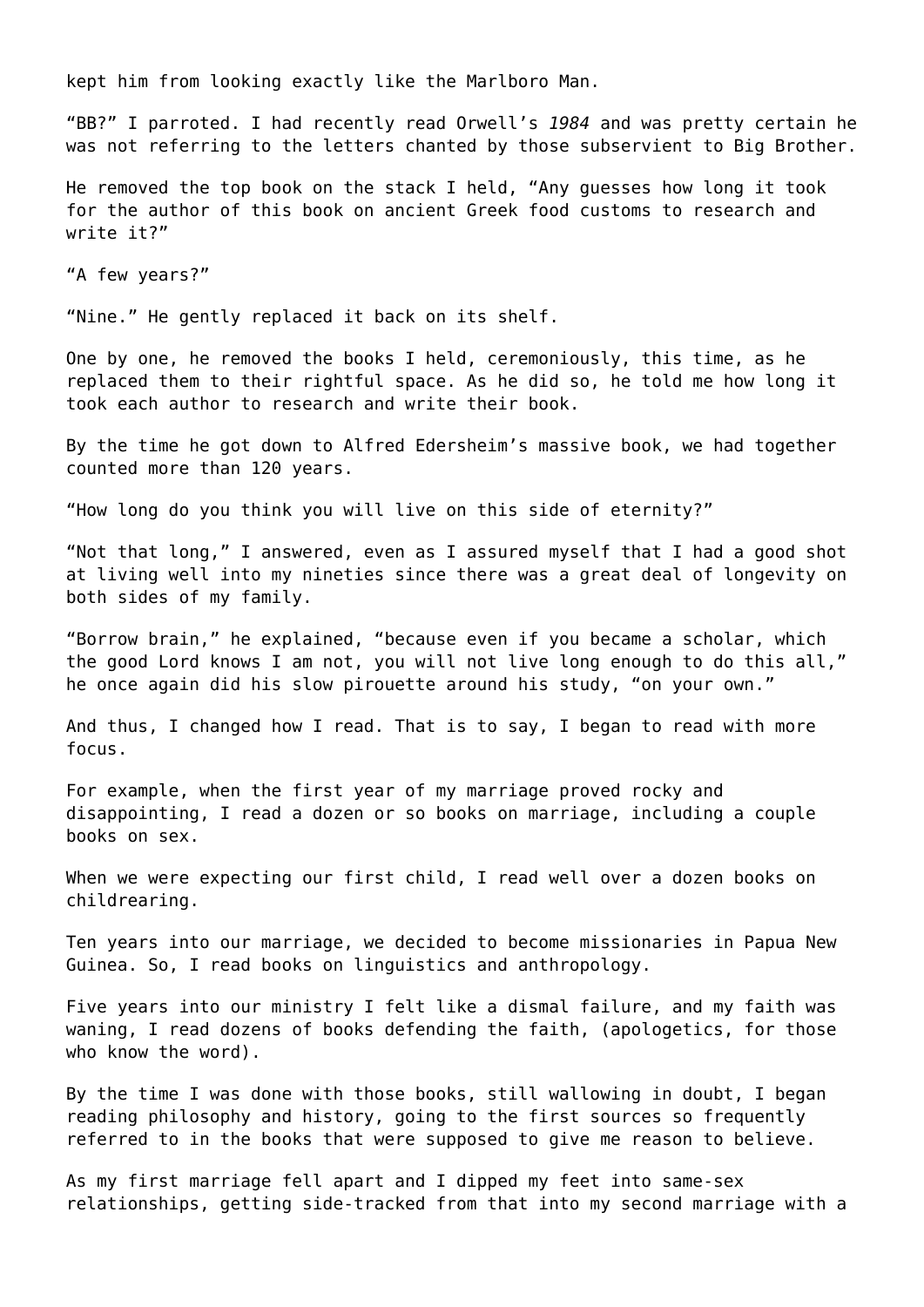kept him from looking exactly like the Marlboro Man.

"BB?" I parroted. I had recently read Orwell's *1984* and was pretty certain he was not referring to the letters chanted by those subservient to Big Brother.

He removed the top book on the stack I held, "Any guesses how long it took for the author of this book on ancient Greek food customs to research and write it?"

"A few years?"

"Nine." He gently replaced it back on its shelf.

One by one, he removed the books I held, ceremoniously, this time, as he replaced them to their rightful space. As he did so, he told me how long it took each author to research and write their book.

By the time he got down to Alfred Edersheim's massive book, we had together counted more than 120 years.

"How long do you think you will live on this side of eternity?"

"Not that long," I answered, even as I assured myself that I had a good shot at living well into my nineties since there was a great deal of longevity on both sides of my family.

"Borrow brain," he explained, "because even if you became a scholar, which the good Lord knows I am not, you will not live long enough to do this all," he once again did his slow pirouette around his study, "on your own."

And thus, I changed how I read. That is to say, I began to read with more focus.

For example, when the first year of my marriage proved rocky and disappointing, I read a dozen or so books on marriage, including a couple books on sex.

When we were expecting our first child, I read well over a dozen books on childrearing.

Ten years into our marriage, we decided to become missionaries in Papua New Guinea. So, I read books on linguistics and anthropology.

Five years into our ministry I felt like a dismal failure, and my faith was waning, I read dozens of books defending the faith, (apologetics, for those who know the word).

By the time I was done with those books, still wallowing in doubt, I began reading philosophy and history, going to the first sources so frequently referred to in the books that were supposed to give me reason to believe.

As my first marriage fell apart and I dipped my feet into same-sex relationships, getting side-tracked from that into my second marriage with a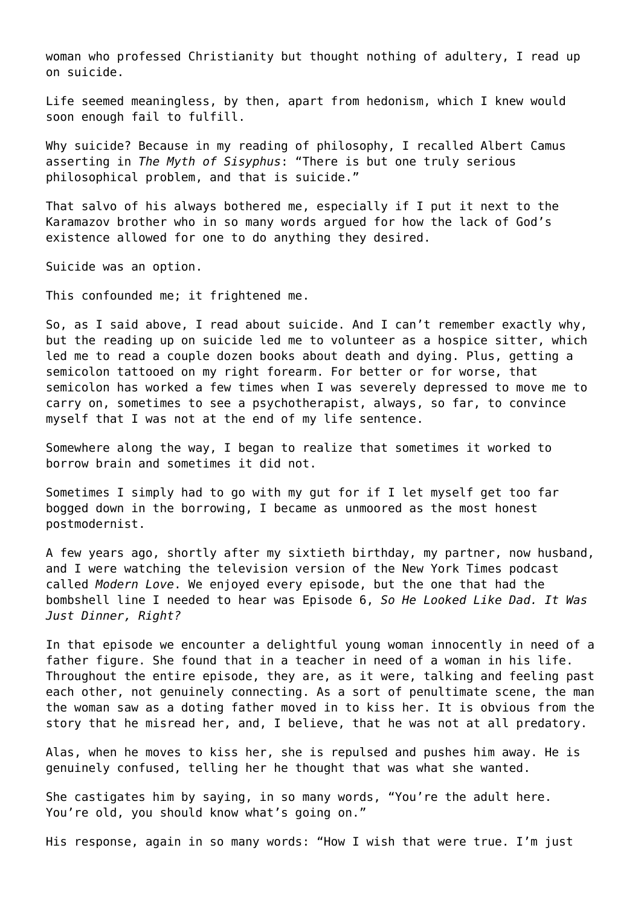woman who professed Christianity but thought nothing of adultery, I read up on suicide.

Life seemed meaningless, by then, apart from hedonism, which I knew would soon enough fail to fulfill.

Why suicide? Because in my reading of philosophy, I recalled Albert Camus asserting in *The Myth of Sisyphus*: "There is but one truly serious philosophical problem, and that is suicide."

That salvo of his always bothered me, especially if I put it next to the Karamazov brother who in so many words argued for how the lack of God's existence allowed for one to do anything they desired.

Suicide was an option.

This confounded me; it frightened me.

So, as I said above, I read about suicide. And I can't remember exactly why, but the reading up on suicide led me to volunteer as a hospice sitter, which led me to read a couple dozen books about death and dying. Plus, getting a semicolon tattooed on my right forearm. For better or for worse, that semicolon has worked a few times when I was severely depressed to move me to carry on, sometimes to see a psychotherapist, always, so far, to convince myself that I was not at the end of my life sentence.

Somewhere along the way, I began to realize that sometimes it worked to borrow brain and sometimes it did not.

Sometimes I simply had to go with my gut for if I let myself get too far bogged down in the borrowing, I became as unmoored as the most honest postmodernist.

A few years ago, shortly after my sixtieth birthday, my partner, now husband, and I were watching the television version of the New York Times podcast called *Modern Love*. We enjoyed every episode, but the one that had the bombshell line I needed to hear was Episode 6, *So He Looked Like Dad. It Was Just Dinner, Right?*

In that episode we encounter a delightful young woman innocently in need of a father figure. She found that in a teacher in need of a woman in his life. Throughout the entire episode, they are, as it were, talking and feeling past each other, not genuinely connecting. As a sort of penultimate scene, the man the woman saw as a doting father moved in to kiss her. It is obvious from the story that he misread her, and, I believe, that he was not at all predatory.

Alas, when he moves to kiss her, she is repulsed and pushes him away. He is genuinely confused, telling her he thought that was what she wanted.

She castigates him by saying, in so many words, "You're the adult here. You're old, you should know what's going on."

His response, again in so many words: "How I wish that were true. I'm just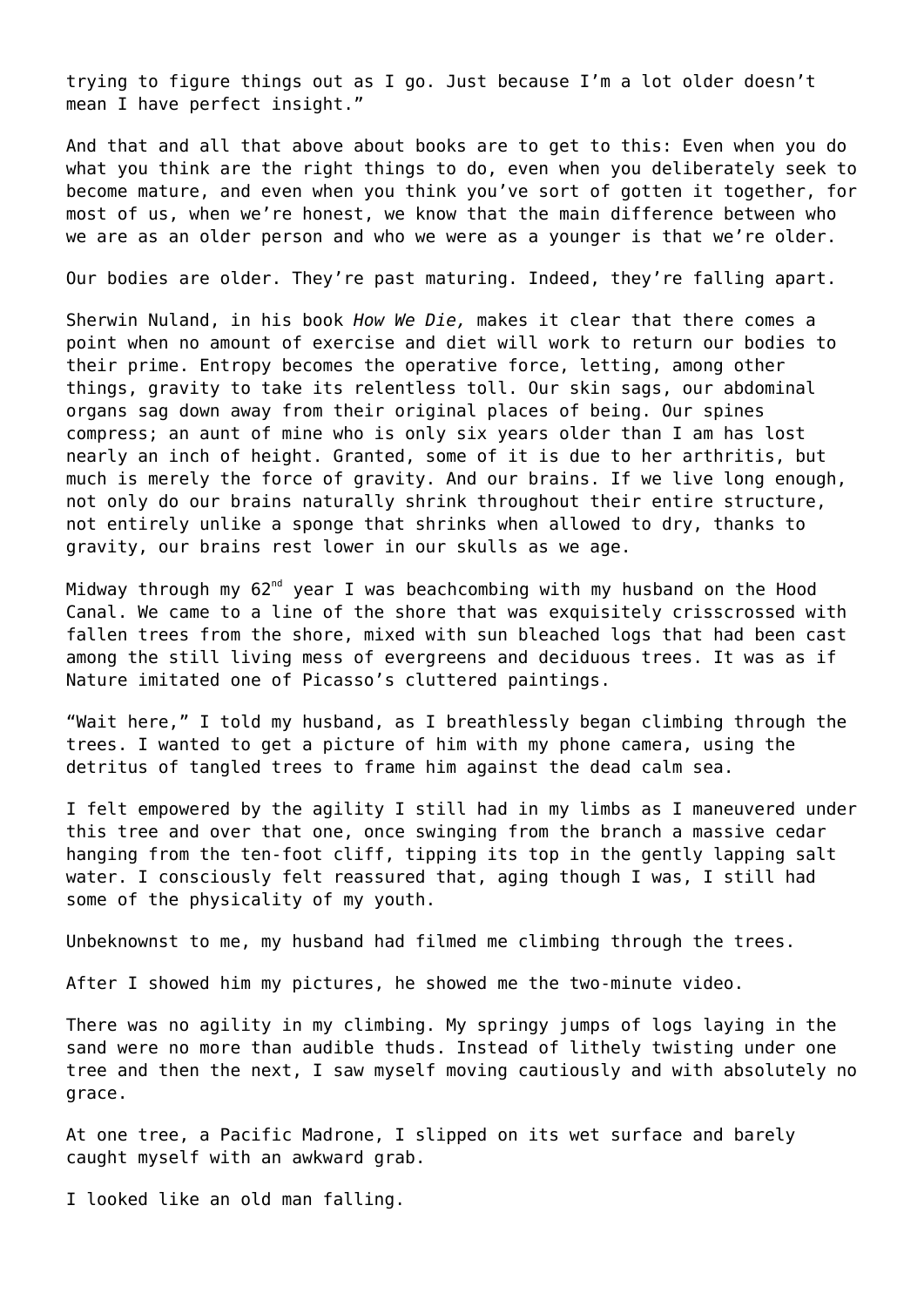trying to figure things out as I go. Just because I'm a lot older doesn't mean I have perfect insight."

And that and all that above about books are to get to this: Even when you do what you think are the right things to do, even when you deliberately seek to become mature, and even when you think you've sort of gotten it together, for most of us, when we're honest, we know that the main difference between who we are as an older person and who we were as a younger is that we're older.

Our bodies are older. They're past maturing. Indeed, they're falling apart.

Sherwin Nuland, in his book *How We Die,* makes it clear that there comes a point when no amount of exercise and diet will work to return our bodies to their prime. Entropy becomes the operative force, letting, among other things, gravity to take its relentless toll. Our skin sags, our abdominal organs sag down away from their original places of being. Our spines compress; an aunt of mine who is only six years older than I am has lost nearly an inch of height. Granted, some of it is due to her arthritis, but much is merely the force of gravity. And our brains. If we live long enough, not only do our brains naturally shrink throughout their entire structure, not entirely unlike a sponge that shrinks when allowed to dry, thanks to gravity, our brains rest lower in our skulls as we age.

Midway through my 62nd year I was beachcombing with my husband on the Hood Canal. We came to a line of the shore that was exquisitely crisscrossed with fallen trees from the shore, mixed with sun bleached logs that had been cast among the still living mess of evergreens and deciduous trees. It was as if Nature imitated one of Picasso's cluttered paintings.

"Wait here," I told my husband, as I breathlessly began climbing through the trees. I wanted to get a picture of him with my phone camera, using the detritus of tangled trees to frame him against the dead calm sea.

I felt empowered by the agility I still had in my limbs as I maneuvered under this tree and over that one, once swinging from the branch a massive cedar hanging from the ten-foot cliff, tipping its top in the gently lapping salt water. I consciously felt reassured that, aging though I was, I still had some of the physicality of my youth.

Unbeknownst to me, my husband had filmed me climbing through the trees.

After I showed him my pictures, he showed me the two-minute video.

There was no agility in my climbing. My springy jumps of logs laying in the sand were no more than audible thuds. Instead of lithely twisting under one tree and then the next, I saw myself moving cautiously and with absolutely no grace.

At one tree, a Pacific Madrone, I slipped on its wet surface and barely caught myself with an awkward grab.

I looked like an old man falling.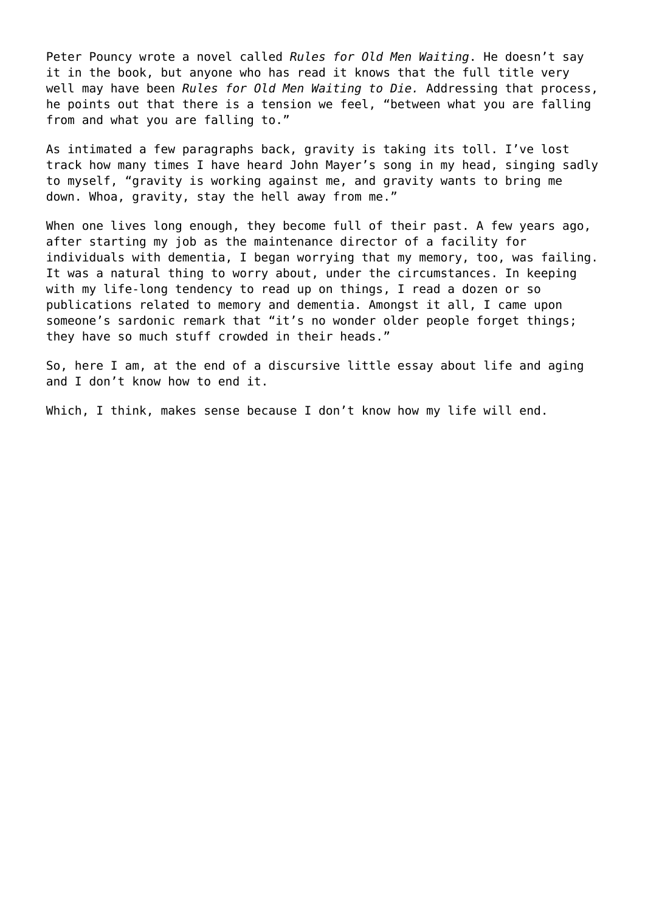Peter Pouncy wrote a novel called *Rules for Old Men Waiting*. He doesn't say it in the book, but anyone who has read it knows that the full title very well may have been *Rules for Old Men Waiting to Die.* Addressing that process, he points out that there is a tension we feel, "between what you are falling from and what you are falling to."

As intimated a few paragraphs back, gravity is taking its toll. I've lost track how many times I have heard John Mayer's song in my head, singing sadly to myself, "gravity is working against me, and gravity wants to bring me down. Whoa, gravity, stay the hell away from me."

When one lives long enough, they become full of their past. A few years ago, after starting my job as the maintenance director of a facility for individuals with dementia, I began worrying that my memory, too, was failing. It was a natural thing to worry about, under the circumstances. In keeping with my life-long tendency to read up on things, I read a dozen or so publications related to memory and dementia. Amongst it all, I came upon someone's sardonic remark that "it's no wonder older people forget things; they have so much stuff crowded in their heads."

So, here I am, at the end of a discursive little essay about life and aging and I don't know how to end it.

Which, I think, makes sense because I don't know how my life will end.